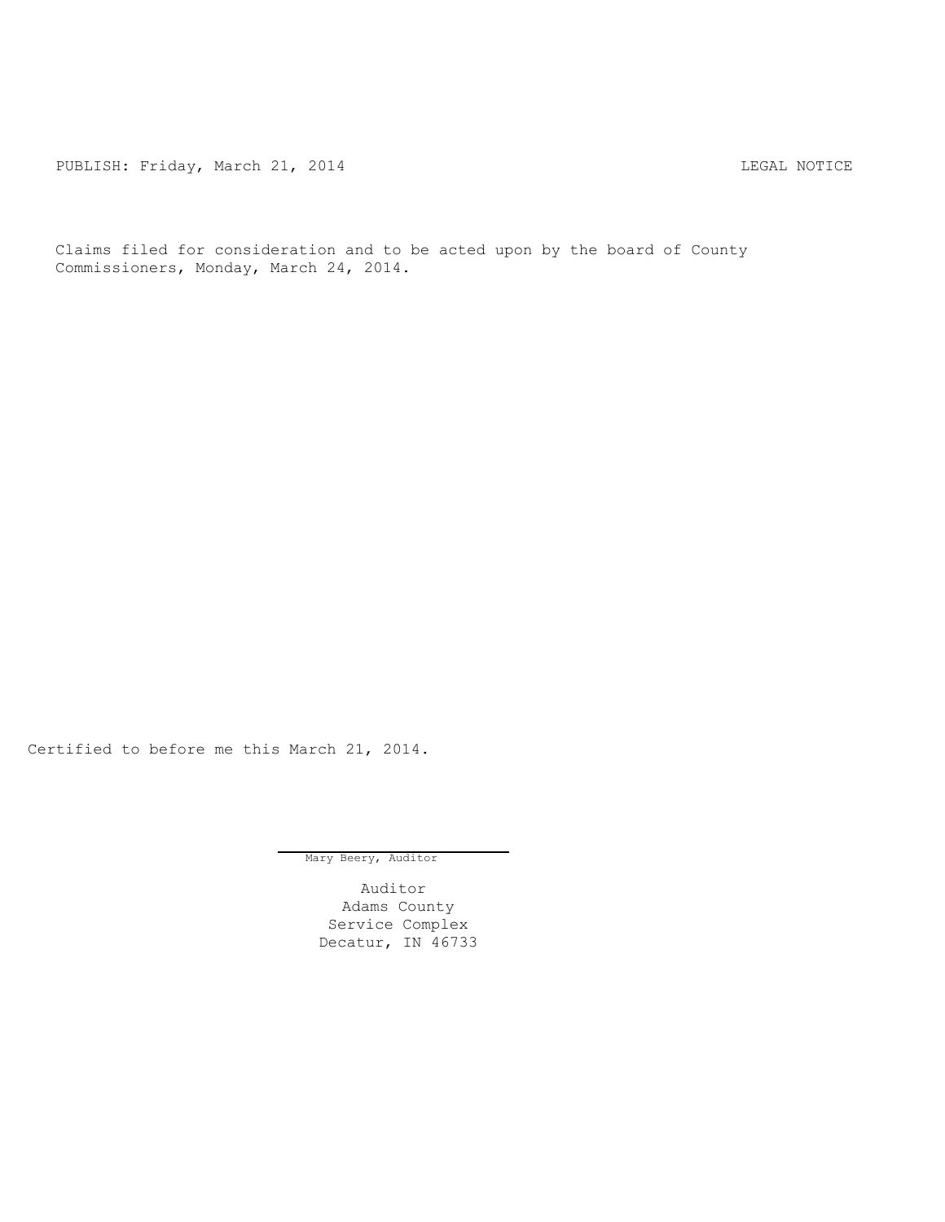PUBLISH: Friday, March 21, 2014 LEGAL NOTICE

Claims filed for consideration and to be acted upon by the board of County Commissioners, Monday, March 24, 2014.

Certified to before me this March 21, 2014.

Mary Beery, Auditor

Auditor
Adams County
Service Complex
Decatur, IN 46733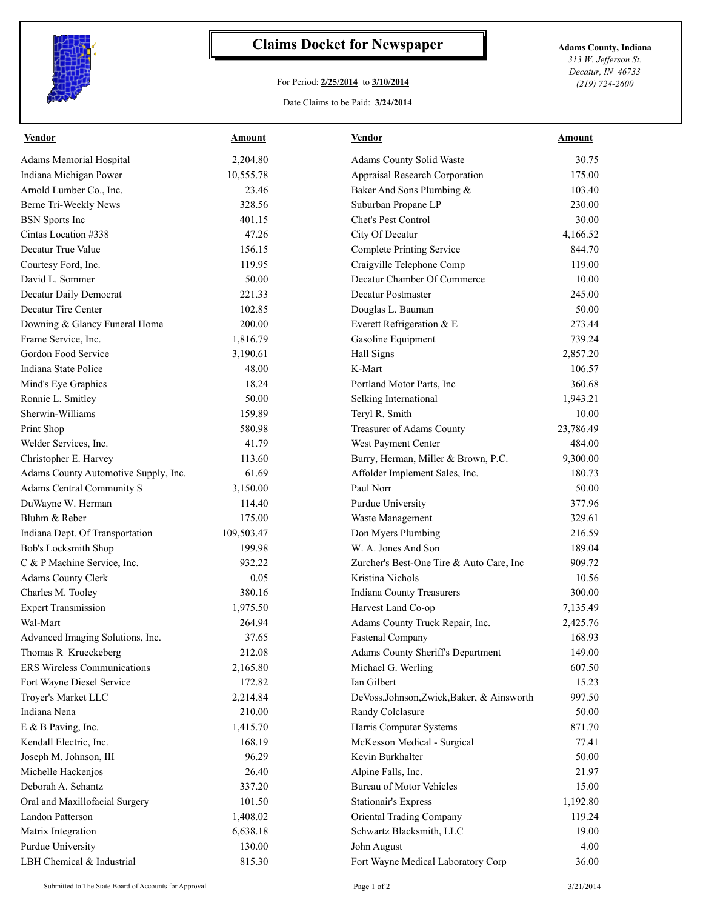# Claims Docket for Newspaper

For Period: **2/25/2014** to **3/10/2014**

Date Claims to be Paid: **3/24/2014**

**Adams County, Indiana**
*313 W. Jefferson St.*
*Decatur, IN 46733*
*(219) 724-2600*

| Vendor | Amount | Vendor | Amount |
|---|---|---|---|
| Adams Memorial Hospital | 2,204.80 | Adams County Solid Waste | 30.75 |
| Indiana Michigan Power | 10,555.78 | Appraisal Research Corporation | 175.00 |
| Arnold Lumber Co., Inc. | 23.46 | Baker And Sons Plumbing & | 103.40 |
| Berne Tri-Weekly News | 328.56 | Suburban Propane LP | 230.00 |
| BSN Sports Inc | 401.15 | Chet's Pest Control | 30.00 |
| Cintas Location #338 | 47.26 | City Of Decatur | 4,166.52 |
| Decatur True Value | 156.15 | Complete Printing Service | 844.70 |
| Courtesy Ford, Inc. | 119.95 | Craigville Telephone Comp | 119.00 |
| David L. Sommer | 50.00 | Decatur Chamber Of Commerce | 10.00 |
| Decatur Daily Democrat | 221.33 | Decatur Postmaster | 245.00 |
| Decatur Tire Center | 102.85 | Douglas L. Bauman | 50.00 |
| Downing & Glancy Funeral Home | 200.00 | Everett Refrigeration & E | 273.44 |
| Frame Service, Inc. | 1,816.79 | Gasoline Equipment | 739.24 |
| Gordon Food Service | 3,190.61 | Hall Signs | 2,857.20 |
| Indiana State Police | 48.00 | K-Mart | 106.57 |
| Mind's Eye Graphics | 18.24 | Portland Motor Parts, Inc | 360.68 |
| Ronnie L. Smitley | 50.00 | Selking International | 1,943.21 |
| Sherwin-Williams | 159.89 | Teryl R. Smith | 10.00 |
| Print Shop | 580.98 | Treasurer of Adams County | 23,786.49 |
| Welder Services, Inc. | 41.79 | West Payment Center | 484.00 |
| Christopher E. Harvey | 113.60 | Burry, Herman, Miller & Brown, P.C. | 9,300.00 |
| Adams County Automotive Supply, Inc. | 61.69 | Affolder Implement Sales, Inc. | 180.73 |
| Adams Central Community S | 3,150.00 | Paul Norr | 50.00 |
| DuWayne W. Herman | 114.40 | Purdue University | 377.96 |
| Bluhm & Reber | 175.00 | Waste Management | 329.61 |
| Indiana Dept. Of Transportation | 109,503.47 | Don Myers Plumbing | 216.59 |
| Bob's Locksmith Shop | 199.98 | W. A. Jones And Son | 189.04 |
| C & P Machine Service, Inc. | 932.22 | Zurcher's Best-One Tire & Auto Care, Inc | 909.72 |
| Adams County Clerk | 0.05 | Kristina Nichols | 10.56 |
| Charles M. Tooley | 380.16 | Indiana County Treasurers | 300.00 |
| Expert Transmission | 1,975.50 | Harvest Land Co-op | 7,135.49 |
| Wal-Mart | 264.94 | Adams County Truck Repair, Inc. | 2,425.76 |
| Advanced Imaging Solutions, Inc. | 37.65 | Fastenal Company | 168.93 |
| Thomas R Krueckeberg | 212.08 | Adams County Sheriff's Department | 149.00 |
| ERS Wireless Communications | 2,165.80 | Michael G. Werling | 607.50 |
| Fort Wayne Diesel Service | 172.82 | Ian Gilbert | 15.23 |
| Troyer's Market LLC | 2,214.84 | DeVoss,Johnson,Zwick,Baker, & Ainsworth | 997.50 |
| Indiana Nena | 210.00 | Randy Colclasure | 50.00 |
| E & B Paving, Inc. | 1,415.70 | Harris Computer Systems | 871.70 |
| Kendall Electric, Inc. | 168.19 | McKesson Medical - Surgical | 77.41 |
| Joseph M. Johnson, III | 96.29 | Kevin Burkhalter | 50.00 |
| Michelle Hackenjos | 26.40 | Alpine Falls, Inc. | 21.97 |
| Deborah A. Schantz | 337.20 | Bureau of Motor Vehicles | 15.00 |
| Oral and Maxillofacial Surgery | 101.50 | Stationair's Express | 1,192.80 |
| Landon Patterson | 1,408.02 | Oriental Trading Company | 119.24 |
| Matrix Integration | 6,638.18 | Schwartz Blacksmith, LLC | 19.00 |
| Purdue University | 130.00 | John August | 4.00 |
| LBH Chemical & Industrial | 815.30 | Fort Wayne Medical Laboratory Corp | 36.00 |

Submitted to The State Board of Accounts for Approval

3/21/2014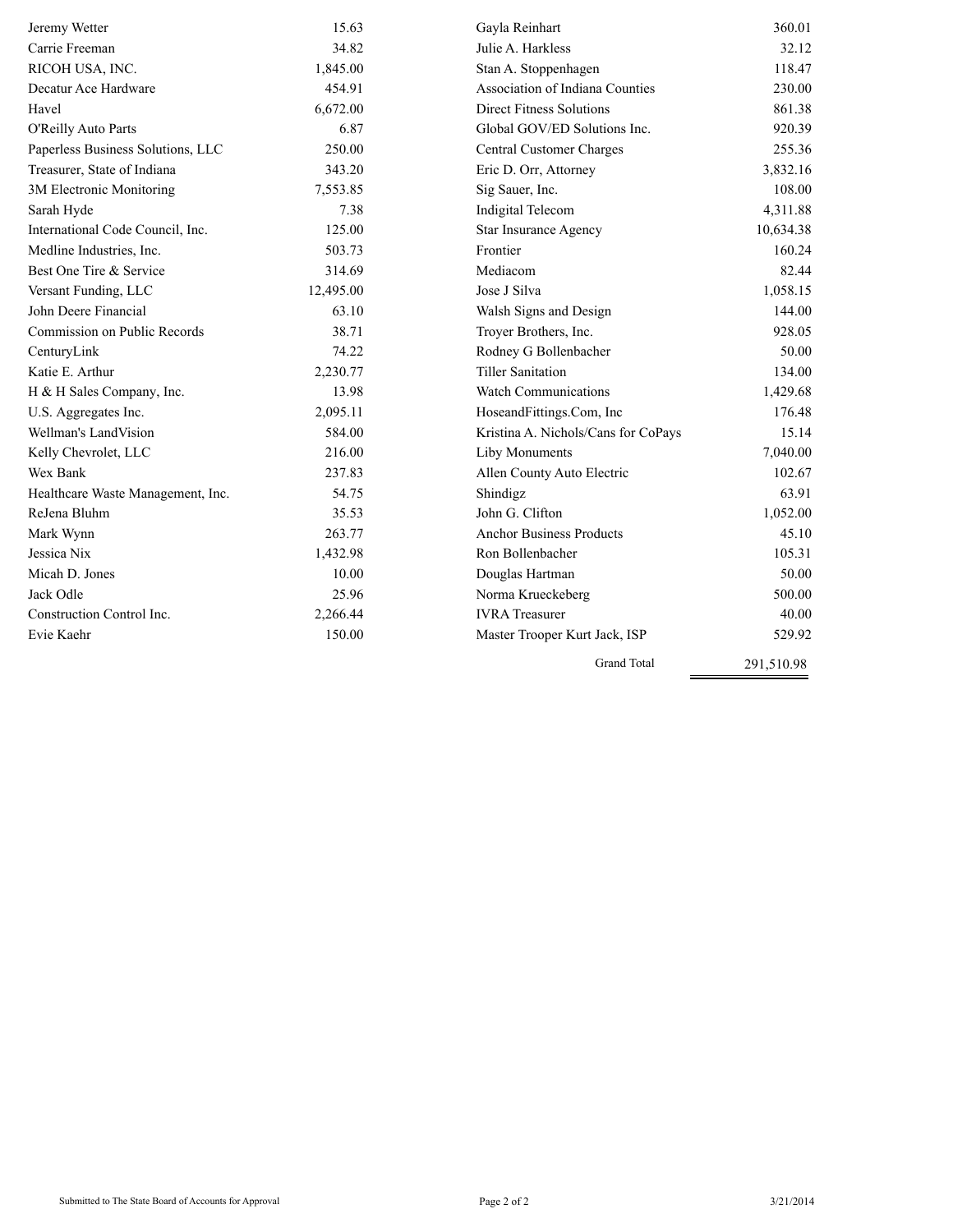| | | | |
|---|---|---|---|
| Jeremy Wetter | 15.63 | Gayla Reinhart | 360.01 |
| Carrie Freeman | 34.82 | Julie A. Harkless | 32.12 |
| RICOH USA, INC. | 1,845.00 | Stan A. Stoppenhagen | 118.47 |
| Decatur Ace Hardware | 454.91 | Association of Indiana Counties | 230.00 |
| Havel | 6,672.00 | Direct Fitness Solutions | 861.38 |
| O'Reilly Auto Parts | 6.87 | Global GOV/ED Solutions Inc. | 920.39 |
| Paperless Business Solutions, LLC | 250.00 | Central Customer Charges | 255.36 |
| Treasurer, State of Indiana | 343.20 | Eric D. Orr, Attorney | 3,832.16 |
| 3M Electronic Monitoring | 7,553.85 | Sig Sauer, Inc. | 108.00 |
| Sarah Hyde | 7.38 | Indigital Telecom | 4,311.88 |
| International Code Council, Inc. | 125.00 | Star Insurance Agency | 10,634.38 |
| Medline Industries, Inc. | 503.73 | Frontier | 160.24 |
| Best One Tire & Service | 314.69 | Mediacom | 82.44 |
| Versant Funding, LLC | 12,495.00 | Jose J Silva | 1,058.15 |
| John Deere Financial | 63.10 | Walsh Signs and Design | 144.00 |
| Commission on Public Records | 38.71 | Troyer Brothers, Inc. | 928.05 |
| CenturyLink | 74.22 | Rodney G Bollenbacher | 50.00 |
| Katie E. Arthur | 2,230.77 | Tiller Sanitation | 134.00 |
| H & H Sales Company, Inc. | 13.98 | Watch Communications | 1,429.68 |
| U.S. Aggregates Inc. | 2,095.11 | HoseandFittings.Com, Inc | 176.48 |
| Wellman's LandVision | 584.00 | Kristina A. Nichols/Cans for CoPays | 15.14 |
| Kelly Chevrolet, LLC | 216.00 | Liby Monuments | 7,040.00 |
| Wex Bank | 237.83 | Allen County Auto Electric | 102.67 |
| Healthcare Waste Management, Inc. | 54.75 | Shindigz | 63.91 |
| ReJena Bluhm | 35.53 | John G. Clifton | 1,052.00 |
| Mark Wynn | 263.77 | Anchor Business Products | 45.10 |
| Jessica Nix | 1,432.98 | Ron Bollenbacher | 105.31 |
| Micah D. Jones | 10.00 | Douglas Hartman | 50.00 |
| Jack Odle | 25.96 | Norma Krueckeberg | 500.00 |
| Construction Control Inc. | 2,266.44 | IVRA Treasurer | 40.00 |
| Evie Kaehr | 150.00 | Master Trooper Kurt Jack, ISP | 529.92 |
| | | Grand Total | 291,510.98 |

Submitted to The State Board of Accounts for Approval

3/21/2014